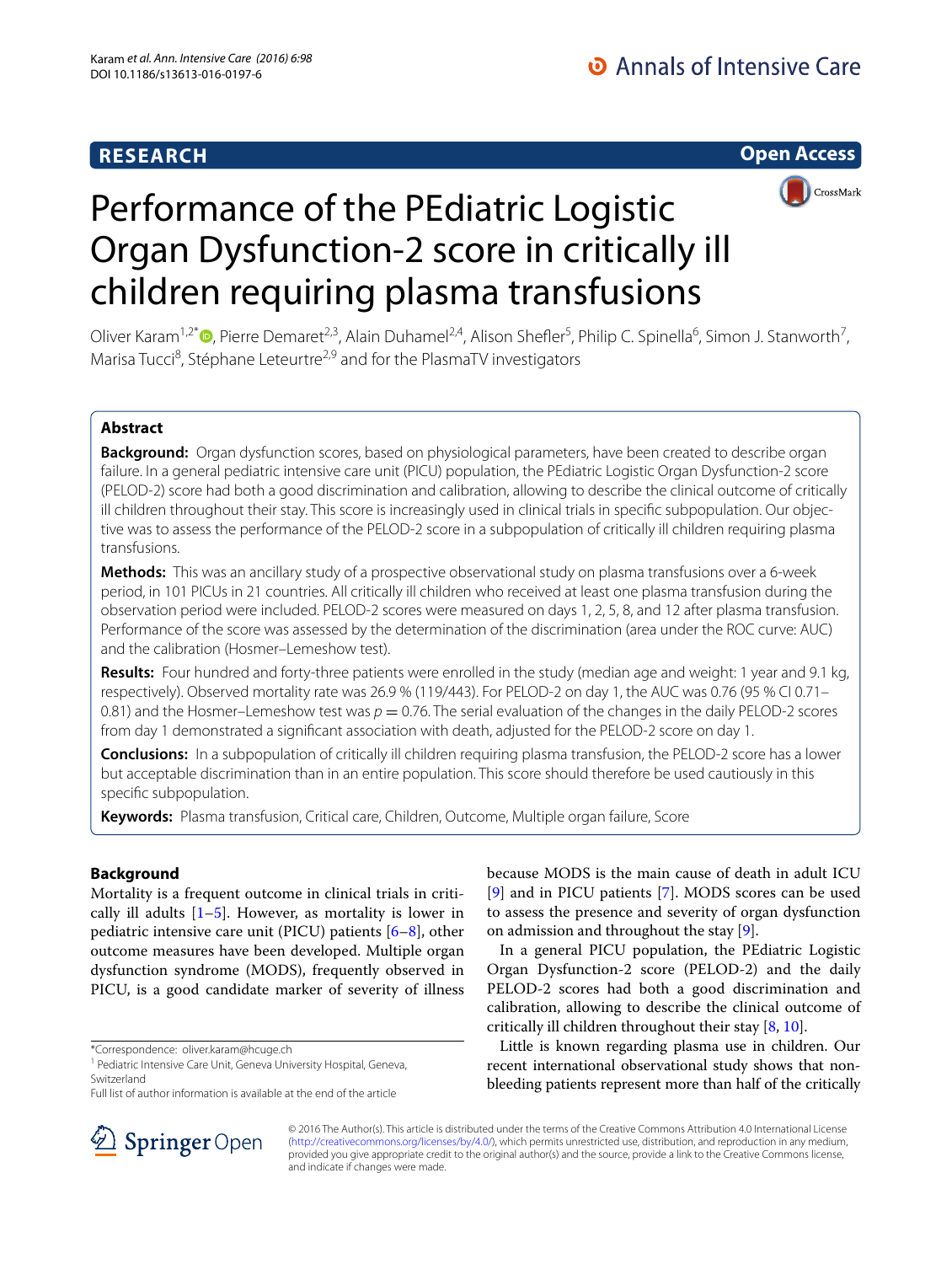# RESEARCH

**Open Access**

# Performance of the PEdiatric Logistic Organ Dysfunction-2 score in critically ill children requiring plasma transfusions

Oliver Karam[1,2*], Pierre Demaret[2,3], Alain Duhamel[2,4], Alison Shefler[5], Philip C. Spinella[6], Simon J. Stanworth[7], Marisa Tucci[8], Stéphane Leteurtre[2,9] and for the PlasmaTV investigators

## Abstract

**Background:** Organ dysfunction scores, based on physiological parameters, have been created to describe organ failure. In a general pediatric intensive care unit (PICU) population, the PEdiatric Logistic Organ Dysfunction-2 score (PELOD-2) score had both a good discrimination and calibration, allowing to describe the clinical outcome of critically ill children throughout their stay. This score is increasingly used in clinical trials in specific subpopulation. Our objective was to assess the performance of the PELOD-2 score in a subpopulation of critically ill children requiring plasma transfusions.

**Methods:** This was an ancillary study of a prospective observational study on plasma transfusions over a 6-week period, in 101 PICUs in 21 countries. All critically ill children who received at least one plasma transfusion during the observation period were included. PELOD-2 scores were measured on days 1, 2, 5, 8, and 12 after plasma transfusion. Performance of the score was assessed by the determination of the discrimination (area under the ROC curve: AUC) and the calibration (Hosmer–Lemeshow test).

**Results:** Four hundred and forty-three patients were enrolled in the study (median age and weight: 1 year and 9.1 kg, respectively). Observed mortality rate was 26.9 % (119/443). For PELOD-2 on day 1, the AUC was 0.76 (95 % CI 0.71–0.81) and the Hosmer–Lemeshow test was $p = 0.76$. The serial evaluation of the changes in the daily PELOD-2 scores from day 1 demonstrated a significant association with death, adjusted for the PELOD-2 score on day 1.

**Conclusions:** In a subpopulation of critically ill children requiring plasma transfusion, the PELOD-2 score has a lower but acceptable discrimination than in an entire population. This score should therefore be used cautiously in this specific subpopulation.

**Keywords:** Plasma transfusion, Critical care, Children, Outcome, Multiple organ failure, Score

## Background

Mortality is a frequent outcome in clinical trials in critically ill adults [1–5]. However, as mortality is lower in pediatric intensive care unit (PICU) patients [6–8], other outcome measures have been developed. Multiple organ dysfunction syndrome (MODS), frequently observed in PICU, is a good candidate marker of severity of illness because MODS is the main cause of death in adult ICU [9] and in PICU patients [7]. MODS scores can be used to assess the presence and severity of organ dysfunction on admission and throughout the stay [9].

In a general PICU population, the PEdiatric Logistic Organ Dysfunction-2 score (PELOD-2) and the daily PELOD-2 scores had both a good discrimination and calibration, allowing to describe the clinical outcome of critically ill children throughout their stay [8, 10].

Little is known regarding plasma use in children. Our recent international observational study shows that non-bleeding patients represent more than half of the critically

*Correspondence: oliver.karam@hcuge.ch
[1] Pediatric Intensive Care Unit, Geneva University Hospital, Geneva, Switzerland
Full list of author information is available at the end of the article

© 2016 The Author(s). This article is distributed under the terms of the Creative Commons Attribution 4.0 International License (http://creativecommons.org/licenses/by/4.0/), which permits unrestricted use, distribution, and reproduction in any medium, provided you give appropriate credit to the original author(s) and the source, provide a link to the Creative Commons license, and indicate if changes were made.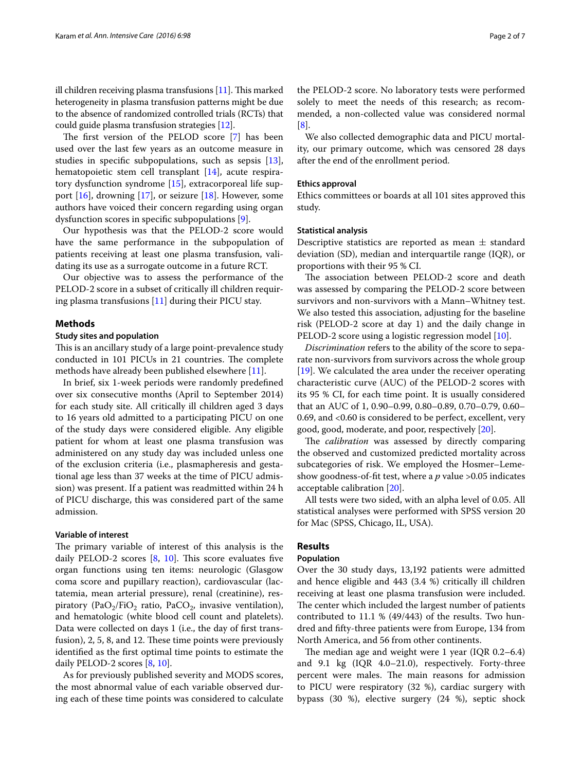ill children receiving plasma transfusions [11]. This marked heterogeneity in plasma transfusion patterns might be due to the absence of randomized controlled trials (RCTs) that could guide plasma transfusion strategies [12].

The first version of the PELOD score [7] has been used over the last few years as an outcome measure in studies in specific subpopulations, such as sepsis [13], hematopoietic stem cell transplant [14], acute respiratory dysfunction syndrome [15], extracorporeal life support [16], drowning [17], or seizure [18]. However, some authors have voiced their concern regarding using organ dysfunction scores in specific subpopulations [9].

Our hypothesis was that the PELOD-2 score would have the same performance in the subpopulation of patients receiving at least one plasma transfusion, validating its use as a surrogate outcome in a future RCT.

Our objective was to assess the performance of the PELOD-2 score in a subset of critically ill children requiring plasma transfusions [11] during their PICU stay.

## Methods

### Study sites and population

This is an ancillary study of a large point-prevalence study conducted in 101 PICUs in 21 countries. The complete methods have already been published elsewhere [11].

In brief, six 1-week periods were randomly predefined over six consecutive months (April to September 2014) for each study site. All critically ill children aged 3 days to 16 years old admitted to a participating PICU on one of the study days were considered eligible. Any eligible patient for whom at least one plasma transfusion was administered on any study day was included unless one of the exclusion criteria (i.e., plasmapheresis and gestational age less than 37 weeks at the time of PICU admission) was present. If a patient was readmitted within 24 h of PICU discharge, this was considered part of the same admission.

### Variable of interest

The primary variable of interest of this analysis is the daily PELOD-2 scores [8, 10]. This score evaluates five organ functions using ten items: neurologic (Glasgow coma score and pupillary reaction), cardiovascular (lactatemia, mean arterial pressure), renal (creatinine), respiratory ($PaO_2/FiO_2$ ratio, $PaCO_2$, invasive ventilation), and hematologic (white blood cell count and platelets). Data were collected on days 1 (i.e., the day of first transfusion), 2, 5, 8, and 12. These time points were previously identified as the first optimal time points to estimate the daily PELOD-2 scores [8, 10].

As for previously published severity and MODS scores, the most abnormal value of each variable observed during each of these time points was considered to calculate the PELOD-2 score. No laboratory tests were performed solely to meet the needs of this research; as recommended, a non-collected value was considered normal [8].

We also collected demographic data and PICU mortality, our primary outcome, which was censored 28 days after the end of the enrollment period.

### Ethics approval

Ethics committees or boards at all 101 sites approved this study.

### Statistical analysis

Descriptive statistics are reported as mean ± standard deviation (SD), median and interquartile range (IQR), or proportions with their 95 % CI.

The association between PELOD-2 score and death was assessed by comparing the PELOD-2 score between survivors and non-survivors with a Mann–Whitney test. We also tested this association, adjusting for the baseline risk (PELOD-2 score at day 1) and the daily change in PELOD-2 score using a logistic regression model [10].

*Discrimination* refers to the ability of the score to separate non-survivors from survivors across the whole group [19]. We calculated the area under the receiver operating characteristic curve (AUC) of the PELOD-2 scores with its 95 % CI, for each time point. It is usually considered that an AUC of 1, 0.90–0.99, 0.80–0.89, 0.70–0.79, 0.60–0.69, and <0.60 is considered to be perfect, excellent, very good, good, moderate, and poor, respectively [20].

The *calibration* was assessed by directly comparing the observed and customized predicted mortality across subcategories of risk. We employed the Hosmer–Lemeshow goodness-of-fit test, where a $p$ value >0.05 indicates acceptable calibration [20].

All tests were two sided, with an alpha level of 0.05. All statistical analyses were performed with SPSS version 20 for Mac (SPSS, Chicago, IL, USA).

## Results

### Population

Over the 30 study days, 13,192 patients were admitted and hence eligible and 443 (3.4 %) critically ill children receiving at least one plasma transfusion were included. The center which included the largest number of patients contributed to 11.1 % (49/443) of the results. Two hundred and fifty-three patients were from Europe, 134 from North America, and 56 from other continents.

The median age and weight were 1 year (IQR 0.2–6.4) and 9.1 kg (IQR 4.0–21.0), respectively. Forty-three percent were males. The main reasons for admission to PICU were respiratory (32 %), cardiac surgery with bypass (30 %), elective surgery (24 %), septic shock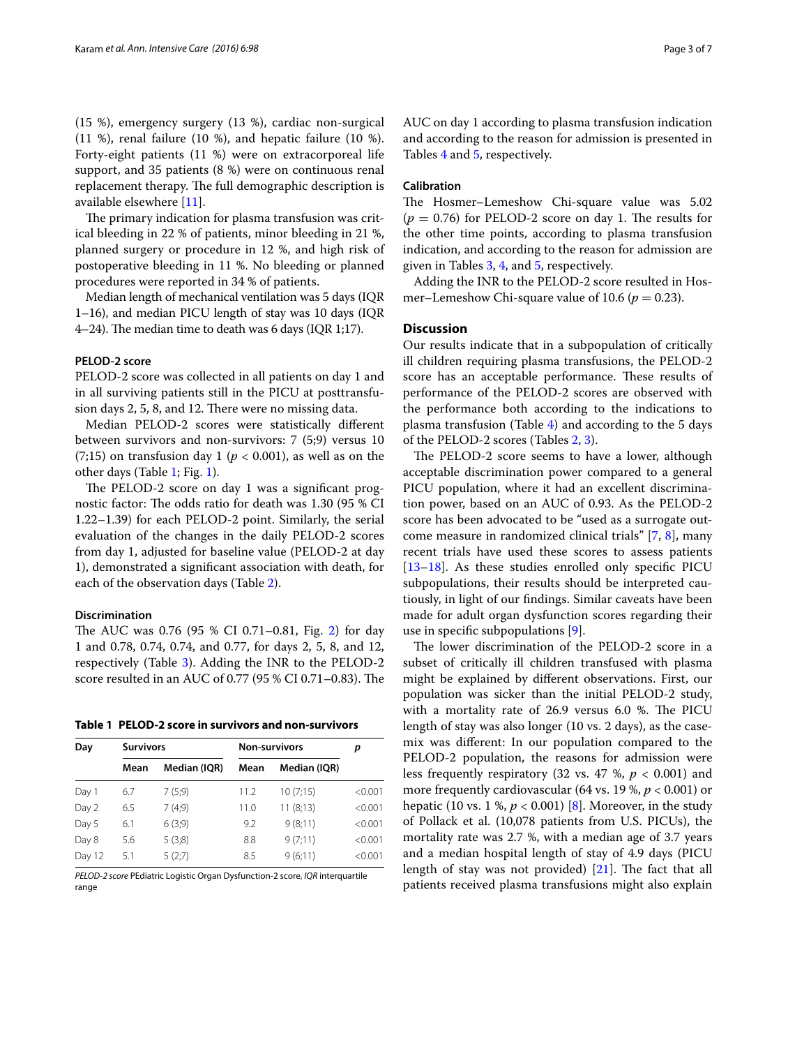(15 %), emergency surgery (13 %), cardiac non-surgical (11 %), renal failure (10 %), and hepatic failure (10 %). Forty-eight patients (11 %) were on extracorporeal life support, and 35 patients (8 %) were on continuous renal replacement therapy. The full demographic description is available elsewhere [11].

The primary indication for plasma transfusion was critical bleeding in 22 % of patients, minor bleeding in 21 %, planned surgery or procedure in 12 %, and high risk of postoperative bleeding in 11 %. No bleeding or planned procedures were reported in 34 % of patients.

Median length of mechanical ventilation was 5 days (IQR 1–16), and median PICU length of stay was 10 days (IQR 4–24). The median time to death was 6 days (IQR 1;17).

### PELOD-2 score

PELOD-2 score was collected in all patients on day 1 and in all surviving patients still in the PICU at posttransfusion days 2, 5, 8, and 12. There were no missing data.

Median PELOD-2 scores were statistically different between survivors and non-survivors: 7 (5;9) versus 10 (7;15) on transfusion day 1 ($p < 0.001$), as well as on the other days (Table 1; Fig. 1).

The PELOD-2 score on day 1 was a significant prognostic factor: The odds ratio for death was 1.30 (95 % CI 1.22–1.39) for each PELOD-2 point. Similarly, the serial evaluation of the changes in the daily PELOD-2 scores from day 1, adjusted for baseline value (PELOD-2 at day 1), demonstrated a significant association with death, for each of the observation days (Table 2).

### Discrimination

The AUC was 0.76 (95 % CI 0.71–0.81, Fig. 2) for day 1 and 0.78, 0.74, 0.74, and 0.77, for days 2, 5, 8, and 12, respectively (Table 3). Adding the INR to the PELOD-2 score resulted in an AUC of 0.77 (95 % CI 0.71–0.83). The AUC on day 1 according to plasma transfusion indication and according to the reason for admission is presented in Tables 4 and 5, respectively.

**Table 1 PELOD-2 score in survivors and non-survivors**

| Day | Survivors | | Non-survivors | | p |
|---|---|---|---|---|---|
| | Mean | Median (IQR) | Mean | Median (IQR) | |
| Day 1 | 6.7 | 7 (5;9) | 11.2 | 10 (7;15) | <0.001 |
| Day 2 | 6.5 | 7 (4;9) | 11.0 | 11 (8;13) | <0.001 |
| Day 5 | 6.1 | 6 (3;9) | 9.2 | 9 (8;11) | <0.001 |
| Day 8 | 5.6 | 5 (3;8) | 8.8 | 9 (7;11) | <0.001 |
| Day 12 | 5.1 | 5 (2;7) | 8.5 | 9 (6;11) | <0.001 |

*PELOD-2 score* PEdiatric Logistic Organ Dysfunction-2 score, *IQR* interquartile range

### Calibration

The Hosmer–Lemeshow Chi-square value was 5.02 ($p = 0.76$) for PELOD-2 score on day 1. The results for the other time points, according to plasma transfusion indication, and according to the reason for admission are given in Tables 3, 4, and 5, respectively.

Adding the INR to the PELOD-2 score resulted in Hosmer–Lemeshow Chi-square value of 10.6 ($p = 0.23$).

## Discussion

Our results indicate that in a subpopulation of critically ill children requiring plasma transfusions, the PELOD-2 score has an acceptable performance. These results of performance of the PELOD-2 scores are observed with the performance both according to the indications to plasma transfusion (Table 4) and according to the 5 days of the PELOD-2 scores (Tables 2, 3).

The PELOD-2 score seems to have a lower, although acceptable discrimination power compared to a general PICU population, where it had an excellent discrimination power, based on an AUC of 0.93. As the PELOD-2 score has been advocated to be "used as a surrogate outcome measure in randomized clinical trials" [7, 8], many recent trials have used these scores to assess patients [13–18]. As these studies enrolled only specific PICU subpopulations, their results should be interpreted cautiously, in light of our findings. Similar caveats have been made for adult organ dysfunction scores regarding their use in specific subpopulations [9].

The lower discrimination of the PELOD-2 score in a subset of critically ill children transfused with plasma might be explained by different observations. First, our population was sicker than the initial PELOD-2 study, with a mortality rate of 26.9 versus 6.0 %. The PICU length of stay was also longer (10 vs. 2 days), as the case-mix was different: In our population compared to the PELOD-2 population, the reasons for admission were less frequently respiratory (32 vs. 47 %, $p < 0.001$) and more frequently cardiovascular (64 vs. 19 %, $p < 0.001$) or hepatic (10 vs. 1 %, $p < 0.001$) [8]. Moreover, in the study of Pollack et al. (10,078 patients from U.S. PICUs), the mortality rate was 2.7 %, with a median age of 3.7 years and a median hospital length of stay of 4.9 days (PICU length of stay was not provided) [21]. The fact that all patients received plasma transfusions might also explain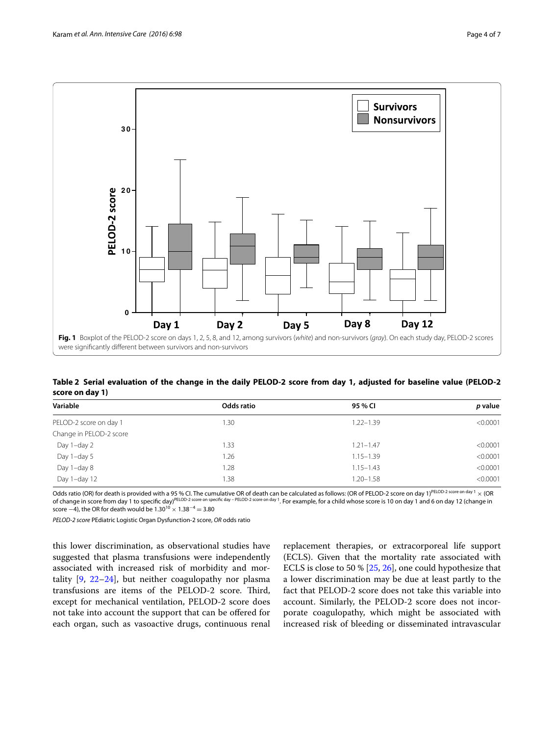**Fig. 1** Boxplot of the PELOD-2 score on days 1, 2, 5, 8, and 12, among survivors (*white*) and non-survivors (*gray*). On each study day, PELOD-2 scores were significantly different between survivors and non-survivors

**Table 2 Serial evaluation of the change in the daily PELOD-2 score from day 1, adjusted for baseline value (PELOD-2 score on day 1)**

| Variable | Odds ratio | 95 % CI | *p* value |
|---|---|---|---|
| PELOD-2 score on day 1 | 1.30 | 1.22–1.39 | <0.0001 |
| Change in PELOD-2 score | | | |
| Day 1–day 2 | 1.33 | 1.21–1.47 | <0.0001 |
| Day 1–day 5 | 1.26 | 1.15–1.39 | <0.0001 |
| Day 1–day 8 | 1.28 | 1.15–1.43 | <0.0001 |
| Day 1–day 12 | 1.38 | 1.20–1.58 | <0.0001 |

Odds ratio (OR) for death is provided with a 95 % CI. The cumulative OR of death can be calculated as follows: (OR of PELOD-2 score on day 1)$^{\text{PELOD-2 score on day 1}}$ × (OR of change in score from day 1 to specific day)$^{\text{PELOD-2 score on specific day} - \text{PELOD-2 score on day 1}}$. For example, for a child whose score is 10 on day 1 and 6 on day 12 (change in score −4), the OR for death would be $1.30^{10} \times 1.38^{-4} = 3.80$

*PELOD-2 score* PEdiatric Logistic Organ Dysfunction-2 score, *OR* odds ratio

this lower discrimination, as observational studies have suggested that plasma transfusions were independently associated with increased risk of morbidity and mortality [9, 22–24], but neither coagulopathy nor plasma transfusions are items of the PELOD-2 score. Third, except for mechanical ventilation, PELOD-2 score does not take into account the support that can be offered for each organ, such as vasoactive drugs, continuous renal replacement therapies, or extracorporeal life support (ECLS). Given that the mortality rate associated with ECLS is close to 50 % [25, 26], one could hypothesize that a lower discrimination may be due at least partly to the fact that PELOD-2 score does not take this variable into account. Similarly, the PELOD-2 score does not incorporate coagulopathy, which might be associated with increased risk of bleeding or disseminated intravascular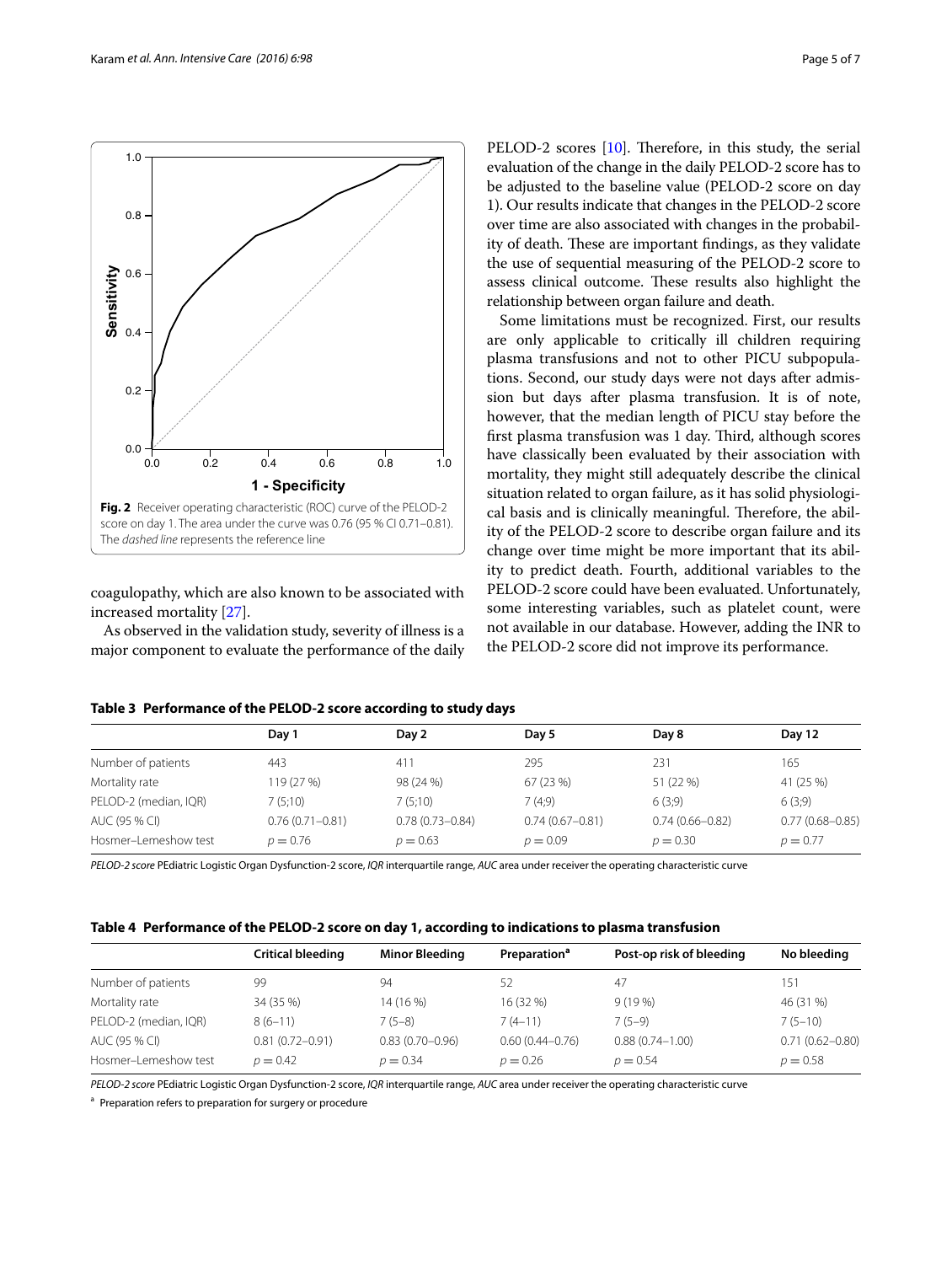Fig. 2 Receiver operating characteristic (ROC) curve of the PELOD-2 score on day 1. The area under the curve was 0.76 (95 % CI 0.71–0.81). The *dashed line* represents the reference line

coagulopathy, which are also known to be associated with increased mortality [27].

As observed in the validation study, severity of illness is a major component to evaluate the performance of the daily PELOD-2 scores [10]. Therefore, in this study, the serial evaluation of the change in the daily PELOD-2 score has to be adjusted to the baseline value (PELOD-2 score on day 1). Our results indicate that changes in the PELOD-2 score over time are also associated with changes in the probability of death. These are important findings, as they validate the use of sequential measuring of the PELOD-2 score to assess clinical outcome. These results also highlight the relationship between organ failure and death.

Some limitations must be recognized. First, our results are only applicable to critically ill children requiring plasma transfusions and not to other PICU subpopulations. Second, our study days were not days after admission but days after plasma transfusion. It is of note, however, that the median length of PICU stay before the first plasma transfusion was 1 day. Third, although scores have classically been evaluated by their association with mortality, they might still adequately describe the clinical situation related to organ failure, as it has solid physiological basis and is clinically meaningful. Therefore, the ability of the PELOD-2 score to describe organ failure and its change over time might be more important that its ability to predict death. Fourth, additional variables to the PELOD-2 score could have been evaluated. Unfortunately, some interesting variables, such as platelet count, were not available in our database. However, adding the INR to the PELOD-2 score did not improve its performance.

**Table 3 Performance of the PELOD-2 score according to study days**

| | Day 1 | Day 2 | Day 5 | Day 8 | Day 12 |
|---|---|---|---|---|---|
| Number of patients | 443 | 411 | 295 | 231 | 165 |
| Mortality rate | 119 (27 %) | 98 (24 %) | 67 (23 %) | 51 (22 %) | 41 (25 %) |
| PELOD-2 (median, IQR) | 7 (5;10) | 7 (5;10) | 7 (4;9) | 6 (3;9) | 6 (3;9) |
| AUC (95 % CI) | 0.76 (0.71–0.81) | 0.78 (0.73–0.84) | 0.74 (0.67–0.81) | 0.74 (0.66–0.82) | 0.77 (0.68–0.85) |
| Hosmer–Lemeshow test | $p = 0.76$ | $p = 0.63$ | $p = 0.09$ | $p = 0.30$ | $p = 0.77$ |

*PELOD-2 score* PEdiatric Logistic Organ Dysfunction-2 score, *IQR* interquartile range, *AUC* area under receiver the operating characteristic curve

**Table 4 Performance of the PELOD-2 score on day 1, according to indications to plasma transfusion**

| | Critical bleeding | Minor Bleeding | Preparation[a] | Post-op risk of bleeding | No bleeding |
|---|---|---|---|---|---|
| Number of patients | 99 | 94 | 52 | 47 | 151 |
| Mortality rate | 34 (35 %) | 14 (16 %) | 16 (32 %) | 9 (19 %) | 46 (31 %) |
| PELOD-2 (median, IQR) | 8 (6–11) | 7 (5–8) | 7 (4–11) | 7 (5–9) | 7 (5–10) |
| AUC (95 % CI) | 0.81 (0.72–0.91) | 0.83 (0.70–0.96) | 0.60 (0.44–0.76) | 0.88 (0.74–1.00) | 0.71 (0.62–0.80) |
| Hosmer–Lemeshow test | $p = 0.42$ | $p = 0.34$ | $p = 0.26$ | $p = 0.54$ | $p = 0.58$ |

*PELOD-2 score* PEdiatric Logistic Organ Dysfunction-2 score, *IQR* interquartile range, *AUC* area under receiver the operating characteristic curve

[a] Preparation refers to preparation for surgery or procedure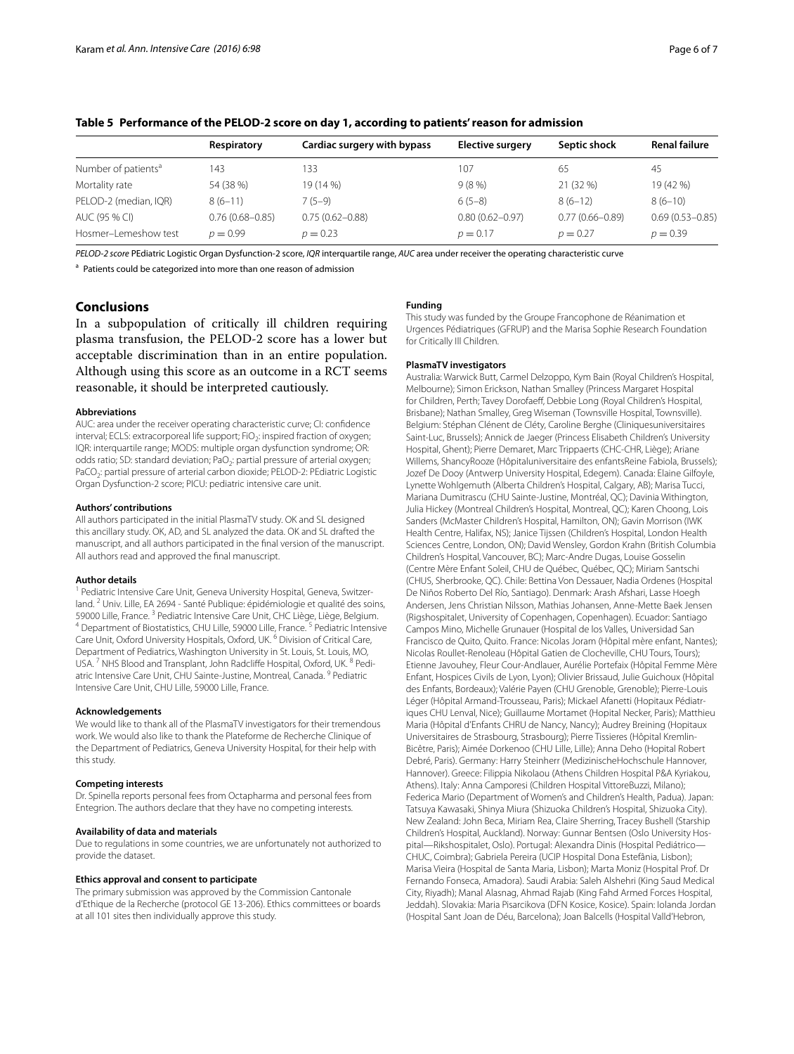**Table 5 Performance of the PELOD-2 score on day 1, according to patients' reason for admission**

| | Respiratory | Cardiac surgery with bypass | Elective surgery | Septic shock | Renal failure |
|---|---|---|---|---|---|
| Number of patients[a] | 143 | 133 | 107 | 65 | 45 |
| Mortality rate | 54 (38 %) | 19 (14 %) | 9 (8 %) | 21 (32 %) | 19 (42 %) |
| PELOD-2 (median, IQR) | 8 (6–11) | 7 (5–9) | 6 (5–8) | 8 (6–12) | 8 (6–10) |
| AUC (95 % CI) | 0.76 (0.68–0.85) | 0.75 (0.62–0.88) | 0.80 (0.62–0.97) | 0.77 (0.66–0.89) | 0.69 (0.53–0.85) |
| Hosmer–Lemeshow test | $p = 0.99$ | $p = 0.23$ | $p = 0.17$ | $p = 0.27$ | $p = 0.39$ |

*PELOD-2 score* PEdiatric Logistic Organ Dysfunction-2 score, *IQR* interquartile range, *AUC* area under receiver the operating characteristic curve

[a] Patients could be categorized into more than one reason of admission

## Conclusions

In a subpopulation of critically ill children requiring plasma transfusion, the PELOD-2 score has a lower but acceptable discrimination than in an entire population. Although using this score as an outcome in a RCT seems reasonable, it should be interpreted cautiously.

#### Abbreviations

AUC: area under the receiver operating characteristic curve; CI: confidence interval; ECLS: extracorporeal life support; $FiO_2$: inspired fraction of oxygen; IQR: interquartile range; MODS: multiple organ dysfunction syndrome; OR: odds ratio; SD: standard deviation; $PaO_2$: partial pressure of arterial oxygen; $PaCO_2$: partial pressure of arterial carbon dioxide; PELOD-2: PEdiatric Logistic Organ Dysfunction-2 score; PICU: pediatric intensive care unit.

#### Authors' contributions

All authors participated in the initial PlasmaTV study. OK and SL designed this ancillary study. OK, AD, and SL analyzed the data. OK and SL drafted the manuscript, and all authors participated in the final version of the manuscript. All authors read and approved the final manuscript.

#### Author details

[1] Pediatric Intensive Care Unit, Geneva University Hospital, Geneva, Switzerland. [2] Univ. Lille, EA 2694 - Santé Publique: épidémiologie et qualité des soins, 59000 Lille, France. [3] Pediatric Intensive Care Unit, CHC Liège, Liège, Belgium. [4] Department of Biostatistics, CHU Lille, 59000 Lille, France. [5] Pediatric Intensive Care Unit, Oxford University Hospitals, Oxford, UK. [6] Division of Critical Care, Department of Pediatrics, Washington University in St. Louis, St. Louis, MO, USA. [7] NHS Blood and Transplant, John Radcliffe Hospital, Oxford, UK. [8] Pediatric Intensive Care Unit, CHU Sainte-Justine, Montreal, Canada. [9] Pediatric Intensive Care Unit, CHU Lille, 59000 Lille, France.

#### Acknowledgements

We would like to thank all of the PlasmaTV investigators for their tremendous work. We would also like to thank the Plateforme de Recherche Clinique of the Department of Pediatrics, Geneva University Hospital, for their help with this study.

#### Competing interests

Dr. Spinella reports personal fees from Octapharma and personal fees from Entegrion. The authors declare that they have no competing interests.

#### Availability of data and materials

Due to regulations in some countries, we are unfortunately not authorized to provide the dataset.

#### Ethics approval and consent to participate

The primary submission was approved by the Commission Cantonale d'Ethique de la Recherche (protocol GE 13-206). Ethics committees or boards at all 101 sites then individually approve this study.

#### Funding

This study was funded by the Groupe Francophone de Réanimation et Urgences Pédiatriques (GFRUP) and the Marisa Sophie Research Foundation for Critically Ill Children.

#### PlasmaTV investigators

Australia: Warwick Butt, Carmel Delzoppo, Kym Bain (Royal Children's Hospital, Melbourne); Simon Erickson, Nathan Smalley (Princess Margaret Hospital for Children, Perth; Tavey Dorofaeff, Debbie Long (Royal Children's Hospital, Brisbane); Nathan Smalley, Greg Wiseman (Townsville Hospital, Townsville). Belgium: Stéphan Clénent de Cléty, Caroline Berghe (Cliniquesuniversitaires Saint-Luc, Brussels); Annick de Jaeger (Princess Elisabeth Children's University Hospital, Ghent); Pierre Demaret, Marc Trippaerts (CHC-CHR, Liège); Ariane Willems, ShancyRooze (Hôpitaluniversitaire des enfantsReine Fabiola, Brussels); Jozef De Dooy (Antwerp University Hospital, Edegem). Canada: Elaine Gilfoyle, Lynette Wohlgemuth (Alberta Children's Hospital, Calgary, AB); Marisa Tucci, Mariana Dumitrascu (CHU Sainte-Justine, Montréal, QC); Davinia Withington, Julia Hickey (Montreal Children's Hospital, Montreal, QC); Karen Choong, Lois Sanders (McMaster Children's Hospital, Hamilton, ON); Gavin Morrison (IWK Health Centre, Halifax, NS); Janice Tijssen (Children's Hospital, London Health Sciences Centre, London, ON); David Wensley, Gordon Krahn (British Columbia Children's Hospital, Vancouver, BC); Marc-Andre Dugas, Louise Gosselin (Centre Mère Enfant Soleil, CHU de Québec, Québec, QC); Miriam Santschi (CHUS, Sherbrooke, QC). Chile: Bettina Von Dessauer, Nadia Ordenes (Hospital De Niños Roberto Del Río, Santiago). Denmark: Arash Afshari, Lasse Hoegh Andersen, Jens Christian Nilsson, Mathias Johansen, Anne-Mette Baek Jensen (Rigshospitalet, University of Copenhagen, Copenhagen). Ecuador: Santiago Campos Mino, Michelle Grunauer (Hospital de los Valles, Universidad San Francisco de Quito, Quito. France: Nicolas Joram (Hôpital mère enfant, Nantes); Nicolas Roullet-Renoleau (Hôpital Gatien de Clocheville, CHU Tours, Tours); Etienne Javouhey, Fleur Cour-Andlauer, Aurélie Portefaix (Hôpital Femme Mère Enfant, Hospices Civils de Lyon, Lyon); Olivier Brissaud, Julie Guichoux (Hôpital des Enfants, Bordeaux); Valérie Payen (CHU Grenoble, Grenoble); Pierre-Louis Léger (Hôpital Armand-Trousseau, Paris); Mickael Afanetti (Hopitaux Pédiatriques CHU Lenval, Nice); Guillaume Mortamet (Hopital Necker, Paris); Matthieu Maria (Hôpital d'Enfants CHRU de Nancy, Nancy); Audrey Breining (Hopitaux Universitaires de Strasbourg, Strasbourg); Pierre Tissieres (Hôpital Kremlin-Bicêtre, Paris); Aimée Dorkenoo (CHU Lille, Lille); Anna Deho (Hopital Robert Debré, Paris). Germany: Harry Steinherr (MedizinischeHochschule Hannover, Hannover). Greece: Filippia Nikolaou (Athens Children Hospital P&A Kyriakou, Athens). Italy: Anna Camporesi (Children Hospital VittoreBuzzi, Milano); Federica Mario (Department of Women's and Children's Health, Padua). Japan: Tatsuya Kawasaki, Shinya Miura (Shizuoka Children's Hospital, Shizuoka City). New Zealand: John Beca, Miriam Rea, Claire Sherring, Tracey Bushell (Starship Children's Hospital, Auckland). Norway: Gunnar Bentsen (Oslo University Hospital—Rikshospitalet, Oslo). Portugal: Alexandra Dinis (Hospital Pediátrico—CHUC, Coimbra); Gabriela Pereira (UCIP Hospital Dona Estefânia, Lisbon); Marisa Vieira (Hospital de Santa Maria, Lisbon); Marta Moniz (Hospital Prof. Dr Fernando Fonseca, Amadora). Saudi Arabia: Saleh Alshehri (King Saud Medical City, Riyadh); Manal Alasnag, Ahmad Rajab (King Fahd Armed Forces Hospital, Jeddah). Slovakia: Maria Pisarcikova (DFN Kosice, Kosice). Spain: Iolanda Jordan (Hospital Sant Joan de Déu, Barcelona); Joan Balcells (Hospital Valld'Hebron,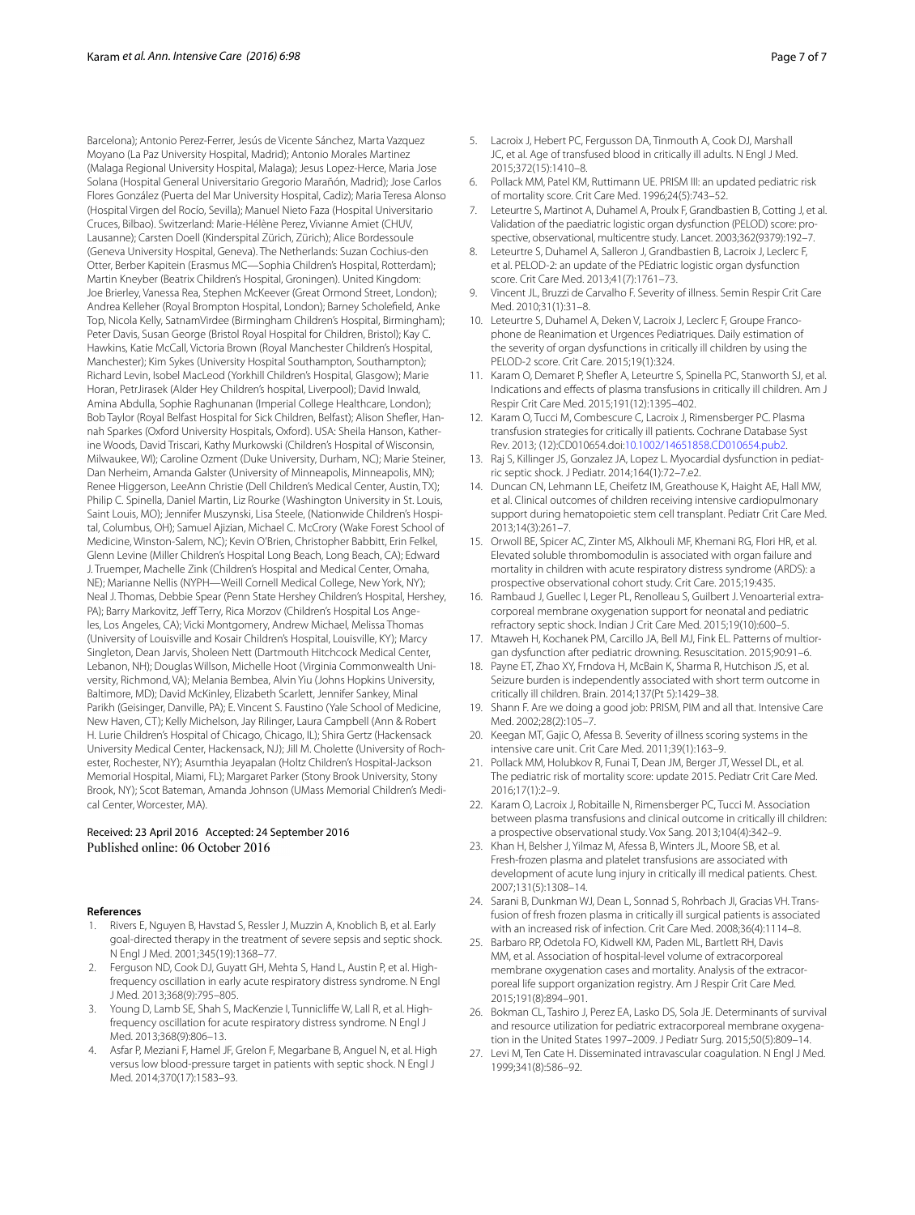Barcelona); Antonio Perez-Ferrer, Jesús de Vicente Sánchez, Marta Vazquez Moyano (La Paz University Hospital, Madrid); Antonio Morales Martinez (Malaga Regional University Hospital, Malaga); Jesus Lopez-Herce, Maria Jose Solana (Hospital General Universitario Gregorio Marañón, Madrid); Jose Carlos Flores González (Puerta del Mar University Hospital, Cadiz); Maria Teresa Alonso (Hospital Virgen del Rocío, Sevilla); Manuel Nieto Faza (Hospital Universitario Cruces, Bilbao). Switzerland: Marie-Hélène Perez, Vivianne Amiet (CHUV, Lausanne); Carsten Doell (Kinderspital Zürich, Zürich); Alice Bordessoule (Geneva University Hospital, Geneva). The Netherlands: Suzan Cochius-den Otter, Berber Kapitein (Erasmus MC—Sophia Children's Hospital, Rotterdam); Martin Kneyber (Beatrix Children's Hospital, Groningen). United Kingdom: Joe Brierley, Vanessa Rea, Stephen McKeever (Great Ormond Street, London); Andrea Kelleher (Royal Brompton Hospital, London); Barney Scholefield, Anke Top, Nicola Kelly, SatnamVirdee (Birmingham Children's Hospital, Birmingham); Peter Davis, Susan George (Bristol Royal Hospital for Children, Bristol); Kay C. Hawkins, Katie McCall, Victoria Brown (Royal Manchester Children's Hospital, Manchester); Kim Sykes (University Hospital Southampton, Southampton); Richard Levin, Isobel MacLeod (Yorkhill Children's Hospital, Glasgow); Marie Horan, PetrJirasek (Alder Hey Children's hospital, Liverpool); David Inwald, Amina Abdulla, Sophie Raghunanan (Imperial College Healthcare, London); Bob Taylor (Royal Belfast Hospital for Sick Children, Belfast); Alison Shefler, Hannah Sparkes (Oxford University Hospitals, Oxford). USA: Sheila Hanson, Katherine Woods, David Triscari, Kathy Murkowski (Children's Hospital of Wisconsin, Milwaukee, WI); Caroline Ozment (Duke University, Durham, NC); Marie Steiner, Dan Nerheim, Amanda Galster (University of Minneapolis, Minneapolis, MN); Renee Higgerson, LeeAnn Christie (Dell Children's Medical Center, Austin, TX); Philip C. Spinella, Daniel Martin, Liz Rourke (Washington University in St. Louis, Saint Louis, MO); Jennifer Muszynski, Lisa Steele, (Nationwide Children's Hospital, Columbus, OH); Samuel Ajizian, Michael C. McCrory (Wake Forest School of Medicine, Winston-Salem, NC); Kevin O'Brien, Christopher Babbitt, Erin Felkel, Glenn Levine (Miller Children's Hospital Long Beach, Long Beach, CA); Edward J. Truemper, Machelle Zink (Children's Hospital and Medical Center, Omaha, NE); Marianne Nellis (NYPH—Weill Cornell Medical College, New York, NY); Neal J. Thomas, Debbie Spear (Penn State Hershey Children's Hospital, Hershey, PA); Barry Markovitz, Jeff Terry, Rica Morzov (Children's Hospital Los Angeles, Los Angeles, CA); Vicki Montgomery, Andrew Michael, Melissa Thomas (University of Louisville and Kosair Children's Hospital, Louisville, KY); Marcy Singleton, Dean Jarvis, Sholeen Nett (Dartmouth Hitchcock Medical Center, Lebanon, NH); Douglas Willson, Michelle Hoot (Virginia Commonwealth University, Richmond, VA); Melania Bembea, Alvin Yiu (Johns Hopkins University, Baltimore, MD); David McKinley, Elizabeth Scarlett, Jennifer Sankey, Minal Parikh (Geisinger, Danville, PA); E. Vincent S. Faustino (Yale School of Medicine, New Haven, CT); Kelly Michelson, Jay Rilinger, Laura Campbell (Ann & Robert H. Lurie Children's Hospital of Chicago, Chicago, IL); Shira Gertz (Hackensack University Medical Center, Hackensack, NJ); Jill M. Cholette (University of Rochester, Rochester, NY); Asumthia Jeyapalan (Holtz Children's Hospital-Jackson Memorial Hospital, Miami, FL); Margaret Parker (Stony Brook University, Stony Brook, NY); Scot Bateman, Amanda Johnson (UMass Memorial Children's Medical Center, Worcester, MA).

Received: 23 April 2016 Accepted: 24 September 2016
Published online: 06 October 2016

## References

1. Rivers E, Nguyen B, Havstad S, Ressler J, Muzzin A, Knoblich B, et al. Early goal-directed therapy in the treatment of severe sepsis and septic shock. N Engl J Med. 2001;345(19):1368–77.
2. Ferguson ND, Cook DJ, Guyatt GH, Mehta S, Hand L, Austin P, et al. High-frequency oscillation in early acute respiratory distress syndrome. N Engl J Med. 2013;368(9):795–805.
3. Young D, Lamb SE, Shah S, MacKenzie I, Tunnicliffe W, Lall R, et al. High-frequency oscillation for acute respiratory distress syndrome. N Engl J Med. 2013;368(9):806–13.
4. Asfar P, Meziani F, Hamel JF, Grelon F, Megarbane B, Anguel N, et al. High versus low blood-pressure target in patients with septic shock. N Engl J Med. 2014;370(17):1583–93.
5. Lacroix J, Hebert PC, Fergusson DA, Tinmouth A, Cook DJ, Marshall JC, et al. Age of transfused blood in critically ill adults. N Engl J Med. 2015;372(15):1410–8.
6. Pollack MM, Patel KM, Ruttimann UE. PRISM III: an updated pediatric risk of mortality score. Crit Care Med. 1996;24(5):743–52.
7. Leteurtre S, Martinot A, Duhamel A, Proulx F, Grandbastien B, Cotting J, et al. Validation of the paediatric logistic organ dysfunction (PELOD) score: prospective, observational, multicentre study. Lancet. 2003;362(9379):192–7.
8. Leteurtre S, Duhamel A, Salleron J, Grandbastien B, Lacroix J, Leclerc F, et al. PELOD-2: an update of the PEdiatric logistic organ dysfunction score. Crit Care Med. 2013;41(7):1761–73.
9. Vincent JL, Bruzzi de Carvalho F. Severity of illness. Semin Respir Crit Care Med. 2010;31(1):31–8.
10. Leteurtre S, Duhamel A, Deken V, Lacroix J, Leclerc F, Groupe Francophone de Reanimation et Urgences Pediatriques. Daily estimation of the severity of organ dysfunctions in critically ill children by using the PELOD-2 score. Crit Care. 2015;19(1):324.
11. Karam O, Demaret P, Shefler A, Leteurtre S, Spinella PC, Stanworth SJ, et al. Indications and effects of plasma transfusions in critically ill children. Am J Respir Crit Care Med. 2015;191(12):1395–402.
12. Karam O, Tucci M, Combescure C, Lacroix J, Rimensberger PC. Plasma transfusion strategies for critically ill patients. Cochrane Database Syst Rev. 2013; (12):CD010654.doi:10.1002/14651858.CD010654.pub2.
13. Raj S, Killinger JS, Gonzalez JA, Lopez L. Myocardial dysfunction in pediatric septic shock. J Pediatr. 2014;164(1):72–7.e2.
14. Duncan CN, Lehmann LE, Cheifetz IM, Greathouse K, Haight AE, Hall MW, et al. Clinical outcomes of children receiving intensive cardiopulmonary support during hematopoietic stem cell transplant. Pediatr Crit Care Med. 2013;14(3):261–7.
15. Orwoll BE, Spicer AC, Zinter MS, Alkhouli MF, Khemani RG, Flori HR, et al. Elevated soluble thrombomodulin is associated with organ failure and mortality in children with acute respiratory distress syndrome (ARDS): a prospective observational cohort study. Crit Care. 2015;19:435.
16. Rambaud J, Guellec I, Leger PL, Renolleau S, Guilbert J. Venoarterial extracorporeal membrane oxygenation support for neonatal and pediatric refractory septic shock. Indian J Crit Care Med. 2015;19(10):600–5.
17. Mtaweh H, Kochanek PM, Carcillo JA, Bell MJ, Fink EL. Patterns of multiorgan dysfunction after pediatric drowning. Resuscitation. 2015;90:91–6.
18. Payne ET, Zhao XY, Frndova H, McBain K, Sharma R, Hutchison JS, et al. Seizure burden is independently associated with short term outcome in critically ill children. Brain. 2014;137(Pt 5):1429–38.
19. Shann F. Are we doing a good job: PRISM, PIM and all that. Intensive Care Med. 2002;28(2):105–7.
20. Keegan MT, Gajic O, Afessa B. Severity of illness scoring systems in the intensive care unit. Crit Care Med. 2011;39(1):163–9.
21. Pollack MM, Holubkov R, Funai T, Dean JM, Berger JT, Wessel DL, et al. The pediatric risk of mortality score: update 2015. Pediatr Crit Care Med. 2016;17(1):2–9.
22. Karam O, Lacroix J, Robitaille N, Rimensberger PC, Tucci M. Association between plasma transfusions and clinical outcome in critically ill children: a prospective observational study. Vox Sang. 2013;104(4):342–9.
23. Khan H, Belsher J, Yilmaz M, Afessa B, Winters JL, Moore SB, et al. Fresh-frozen plasma and platelet transfusions are associated with development of acute lung injury in critically ill medical patients. Chest. 2007;131(5):1308–14.
24. Sarani B, Dunkman WJ, Dean L, Sonnad S, Rohrbach JI, Gracias VH. Transfusion of fresh frozen plasma in critically ill surgical patients is associated with an increased risk of infection. Crit Care Med. 2008;36(4):1114–8.
25. Barbaro RP, Odetola FO, Kidwell KM, Paden ML, Bartlett RH, Davis MM, et al. Association of hospital-level volume of extracorporeal membrane oxygenation cases and mortality. Analysis of the extracorporeal life support organization registry. Am J Respir Crit Care Med. 2015;191(8):894–901.
26. Bokman CL, Tashiro J, Perez EA, Lasko DS, Sola JE. Determinants of survival and resource utilization for pediatric extracorporeal membrane oxygenation in the United States 1997–2009. J Pediatr Surg. 2015;50(5):809–14.
27. Levi M, Ten Cate H. Disseminated intravascular coagulation. N Engl J Med. 1999;341(8):586–92.